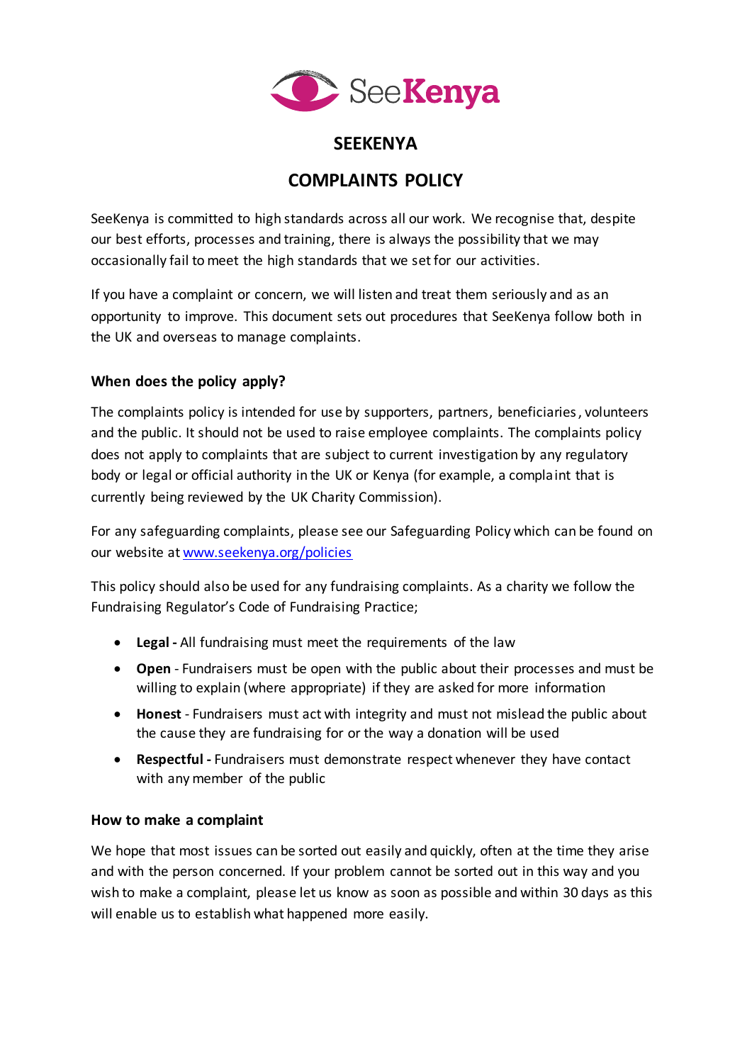# SEEKENYA

# COMPLAINTS POLICY

SeeKenya is committed to high standards across all our work. We recognise that, despite our best efforts, processes and training, there is always the possibility that we may occasionally fail to meet the high standards that we set for our activities.

If you have a complaint or concern, we will listen and treat them seriously and as an opportunity to improve. This document sets out procedures that SeeKenya follow both in the UK and overseas to manage complaints.

### When does the policy apply?

The complaints policy is intended for use by supporters, partners, beneficiaries, volunteers and the public. It should not be used to raise employee complaints. The complaints policy does not apply to complaints that are subject to current investigation by any regulatory body or legal or official authority in the UK or Kenya (for example, a complaint that is currently being reviewed by the UK Charity Commission).

For any safeguarding complaints, please see our Safeguarding Policy which can be found on our website at www.seekenya.org/policies

This policy should also be used for any fundraising complaints. As a charity we follow the Fundraising Regulator's Code of Fundraising Practice;

- **Legal -** All fundraising must meet the requirements of the law
- **Open** - Fundraisers must be open with the public about their processes and must be willing to explain (where appropriate) if they are asked for more information
- **Honest** - Fundraisers must act with integrity and must not mislead the public about the cause they are fundraising for or the way a donation will be used
- **Respectful -** Fundraisers must demonstrate respect whenever they have contact with any member of the public

### How to make a complaint

We hope that most issues can be sorted out easily and quickly, often at the time they arise and with the person concerned. If your problem cannot be sorted out in this way and you wish to make a complaint, please let us know as soon as possible and within 30 days as this will enable us to establish what happened more easily.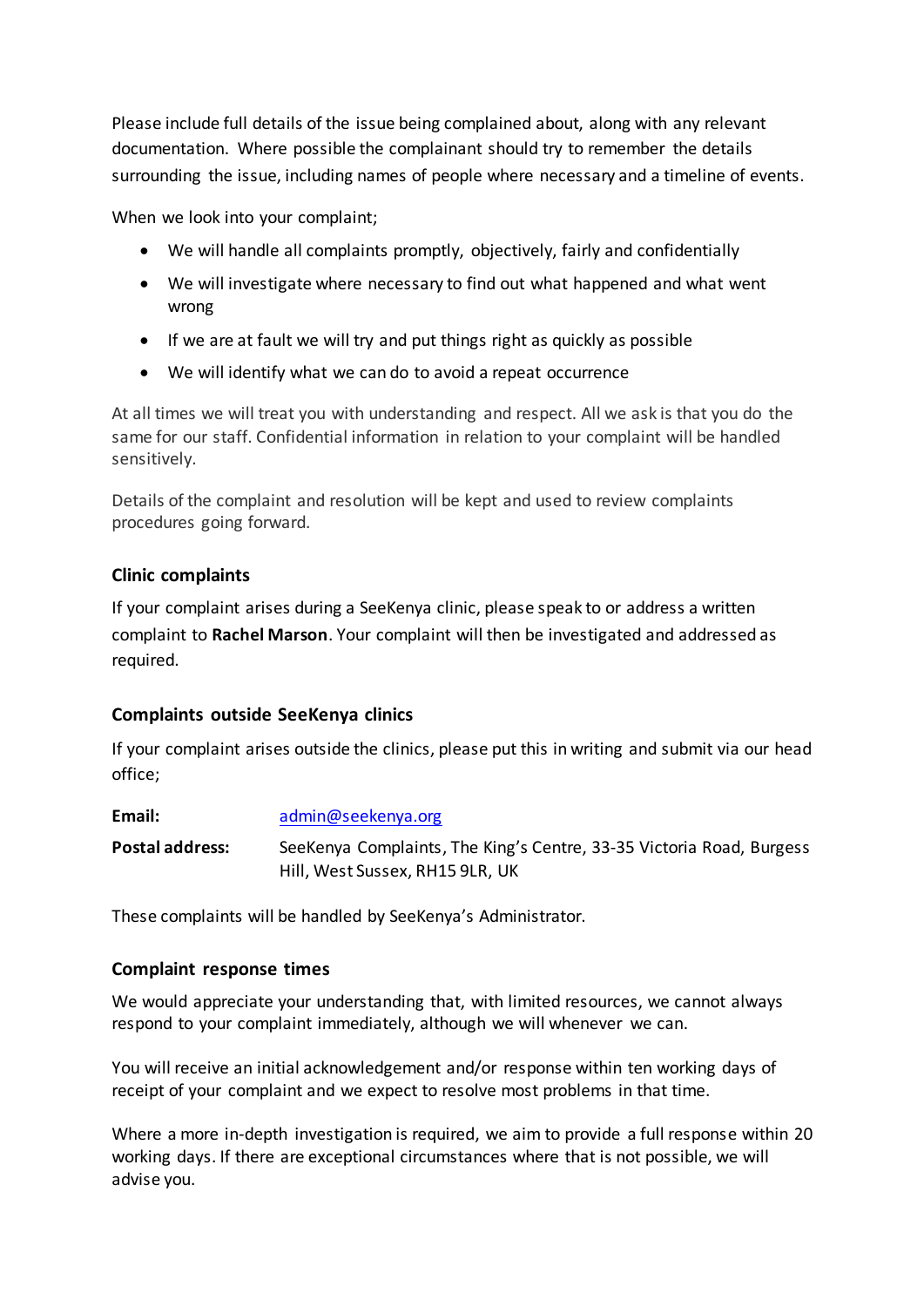Please include full details of the issue being complained about, along with any relevant documentation. Where possible the complainant should try to remember the details surrounding the issue, including names of people where necessary and a timeline of events.

When we look into your complaint;

- We will handle all complaints promptly, objectively, fairly and confidentially
- We will investigate where necessary to find out what happened and what went wrong
- If we are at fault we will try and put things right as quickly as possible
- We will identify what we can do to avoid a repeat occurrence

At all times we will treat you with understanding and respect. All we ask is that you do the same for our staff. Confidential information in relation to your complaint will be handled sensitively.

Details of the complaint and resolution will be kept and used to review complaints procedures going forward.

### Clinic complaints

If your complaint arises during a SeeKenya clinic, please speak to or address a written complaint to **Rachel Marson**. Your complaint will then be investigated and addressed as required.

### Complaints outside SeeKenya clinics

If your complaint arises outside the clinics, please put this in writing and submit via our head office;

**Email:** admin@seekenya.org

**Postal address:** SeeKenya Complaints, The King's Centre, 33-35 Victoria Road, Burgess Hill, West Sussex, RH15 9LR, UK

These complaints will be handled by SeeKenya's Administrator.

### Complaint response times

We would appreciate your understanding that, with limited resources, we cannot always respond to your complaint immediately, although we will whenever we can.

You will receive an initial acknowledgement and/or response within ten working days of receipt of your complaint and we expect to resolve most problems in that time.

Where a more in-depth investigation is required, we aim to provide a full response within 20 working days. If there are exceptional circumstances where that is not possible, we will advise you.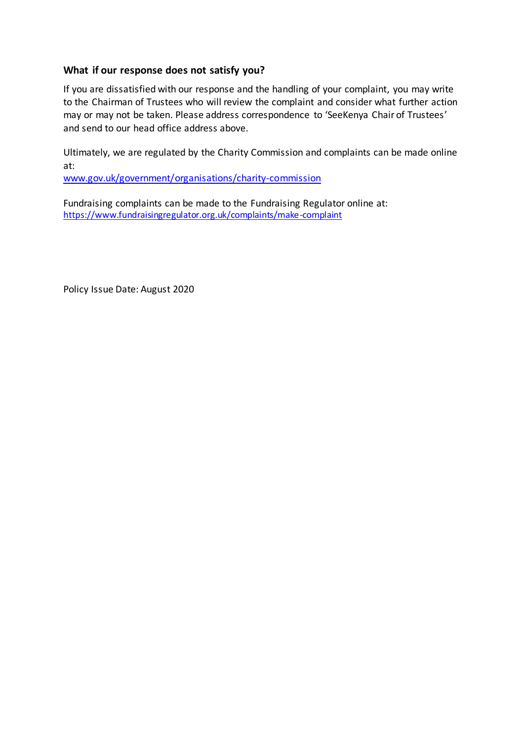### What if our response does not satisfy you?

If you are dissatisfied with our response and the handling of your complaint, you may write to the Chairman of Trustees who will review the complaint and consider what further action may or may not be taken. Please address correspondence to 'SeeKenya Chair of Trustees' and send to our head office address above.

Ultimately, we are regulated by the Charity Commission and complaints can be made online at:
www.gov.uk/government/organisations/charity-commission

Fundraising complaints can be made to the Fundraising Regulator online at:
https://www.fundraisingregulator.org.uk/complaints/make-complaint

Policy Issue Date: August 2020